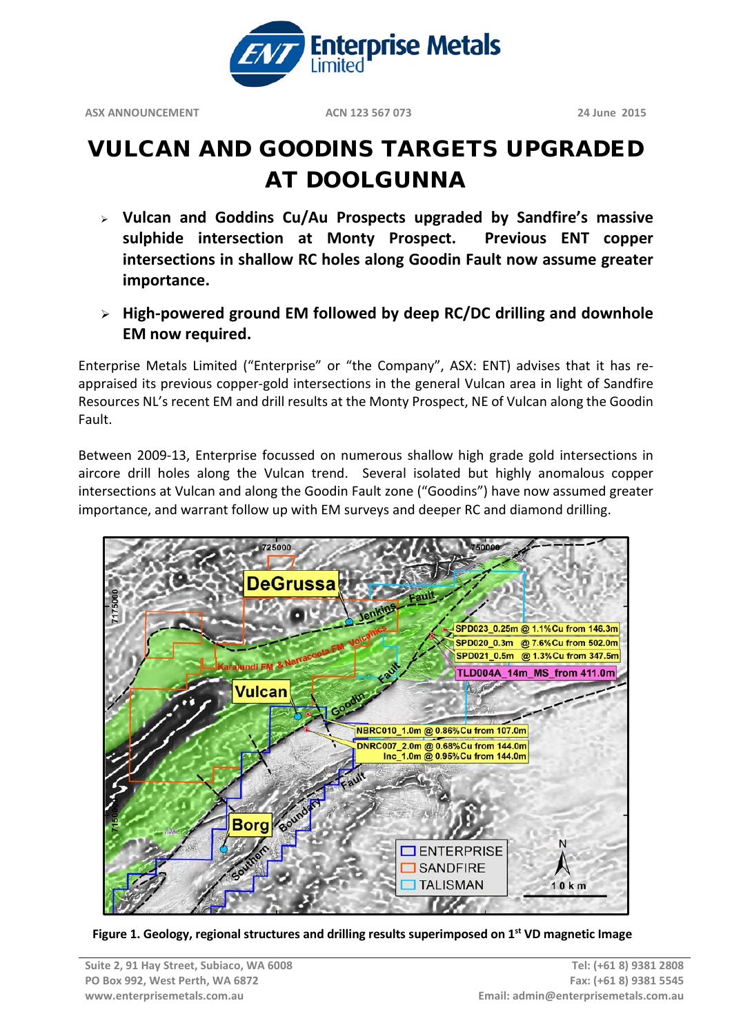ASX ANNOUNCEMENT                ACN 123 567 073                24 June 2015

# VULCAN AND GOODINS TARGETS UPGRADED AT DOOLGUNNA

- **Vulcan and Goddins Cu/Au Prospects upgraded by Sandfire's massive sulphide intersection at Monty Prospect. Previous ENT copper intersections in shallow RC holes along Goodin Fault now assume greater importance.**
- **High-powered ground EM followed by deep RC/DC drilling and downhole EM now required.**

Enterprise Metals Limited ("Enterprise" or "the Company", ASX: ENT) advises that it has re-appraised its previous copper-gold intersections in the general Vulcan area in light of Sandfire Resources NL's recent EM and drill results at the Monty Prospect, NE of Vulcan along the Goodin Fault.

Between 2009-13, Enterprise focussed on numerous shallow high grade gold intersections in aircore drill holes along the Vulcan trend. Several isolated but highly anomalous copper intersections at Vulcan and along the Goodin Fault zone ("Goodins") have now assumed greater importance, and warrant follow up with EM surveys and deeper RC and diamond drilling.

**Figure 1. Geology, regional structures and drilling results superimposed on 1st VD magnetic Image**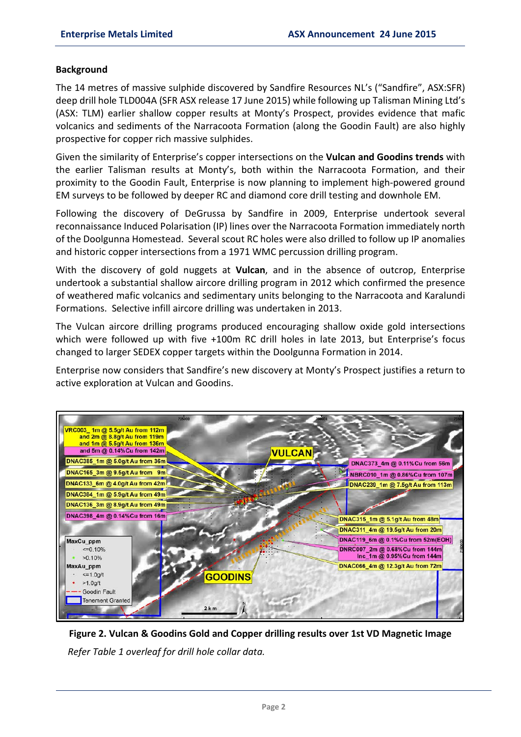## Background

The 14 metres of massive sulphide discovered by Sandfire Resources NL's ("Sandfire", ASX:SFR) deep drill hole TLD004A (SFR ASX release 17 June 2015) while following up Talisman Mining Ltd's (ASX: TLM) earlier shallow copper results at Monty's Prospect, provides evidence that mafic volcanics and sediments of the Narracoota Formation (along the Goodin Fault) are also highly prospective for copper rich massive sulphides.

Given the similarity of Enterprise's copper intersections on the **Vulcan and Goodins trends** with the earlier Talisman results at Monty's, both within the Narracoota Formation, and their proximity to the Goodin Fault, Enterprise is now planning to implement high-powered ground EM surveys to be followed by deeper RC and diamond core drill testing and downhole EM.

Following the discovery of DeGrussa by Sandfire in 2009, Enterprise undertook several reconnaissance Induced Polarisation (IP) lines over the Narracoota Formation immediately north of the Doolgunna Homestead. Several scout RC holes were also drilled to follow up IP anomalies and historic copper intersections from a 1971 WMC percussion drilling program.

With the discovery of gold nuggets at **Vulcan**, and in the absence of outcrop, Enterprise undertook a substantial shallow aircore drilling program in 2012 which confirmed the presence of weathered mafic volcanics and sedimentary units belonging to the Narracoota and Karalundi Formations. Selective infill aircore drilling was undertaken in 2013.

The Vulcan aircore drilling programs produced encouraging shallow oxide gold intersections which were followed up with five +100m RC drill holes in late 2013, but Enterprise's focus changed to larger SEDEX copper targets within the Doolgunna Formation in 2014.

Enterprise now considers that Sandfire's new discovery at Monty's Prospect justifies a return to active exploration at Vulcan and Goodins.

**Figure 2. Vulcan & Goodins Gold and Copper drilling results over 1st VD Magnetic Image**

*Refer Table 1 overleaf for drill hole collar data.*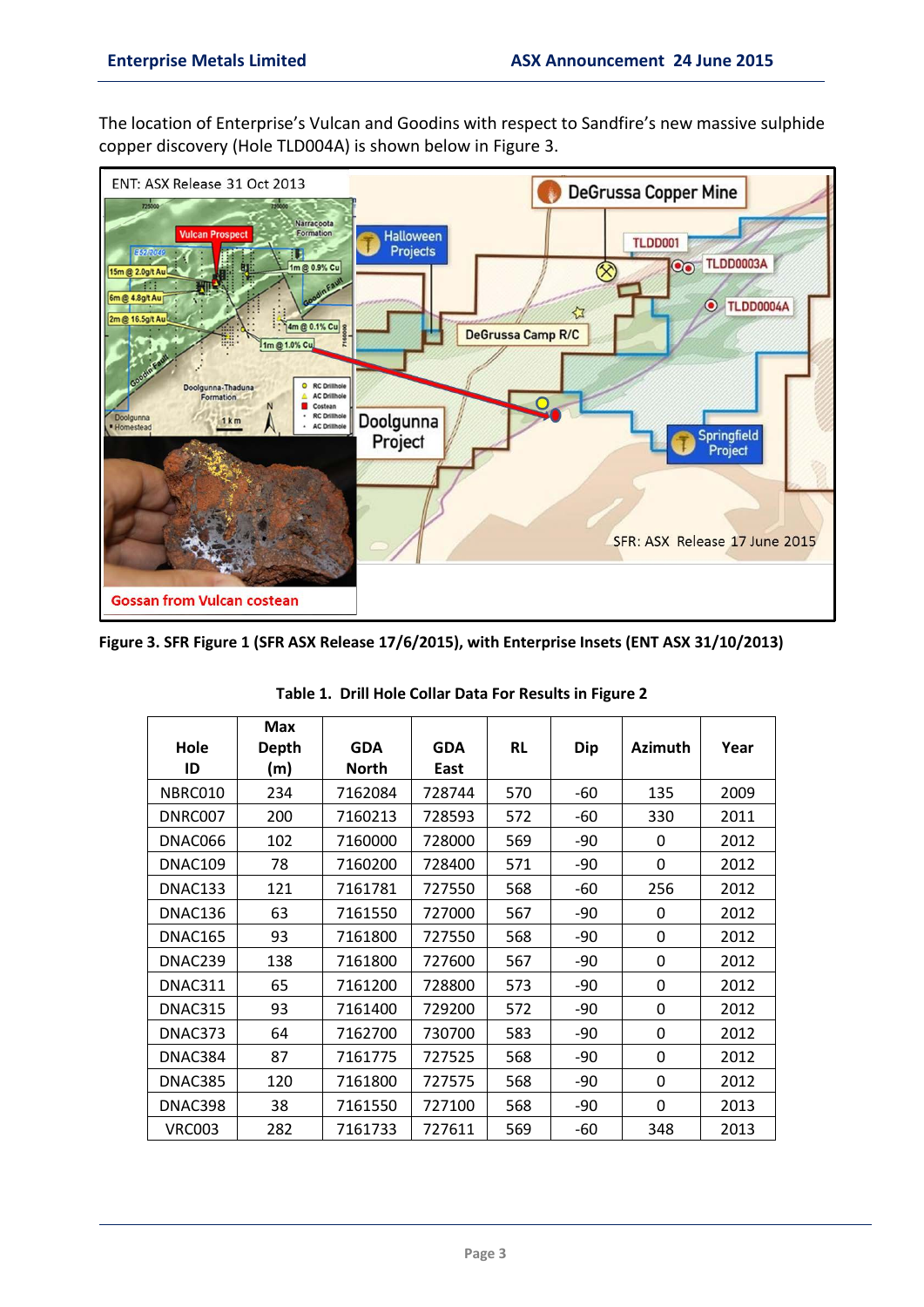The location of Enterprise's Vulcan and Goodins with respect to Sandfire's new massive sulphide copper discovery (Hole TLD004A) is shown below in Figure 3.

**Figure 3. SFR Figure 1 (SFR ASX Release 17/6/2015), with Enterprise Insets (ENT ASX 31/10/2013)**

**Table 1. Drill Hole Collar Data For Results in Figure 2**

| Hole ID | Max Depth (m) | GDA North | GDA East | RL | Dip | Azimuth | Year |
|---|---|---|---|---|---|---|---|
| NBRC010 | 234 | 7162084 | 728744 | 570 | -60 | 135 | 2009 |
| DNRC007 | 200 | 7160213 | 728593 | 572 | -60 | 330 | 2011 |
| DNAC066 | 102 | 7160000 | 728000 | 569 | -90 | 0 | 2012 |
| DNAC109 | 78 | 7160200 | 728400 | 571 | -90 | 0 | 2012 |
| DNAC133 | 121 | 7161781 | 727550 | 568 | -60 | 256 | 2012 |
| DNAC136 | 63 | 7161550 | 727000 | 567 | -90 | 0 | 2012 |
| DNAC165 | 93 | 7161800 | 727550 | 568 | -90 | 0 | 2012 |
| DNAC239 | 138 | 7161800 | 727600 | 567 | -90 | 0 | 2012 |
| DNAC311 | 65 | 7161200 | 728800 | 573 | -90 | 0 | 2012 |
| DNAC315 | 93 | 7161400 | 729200 | 572 | -90 | 0 | 2012 |
| DNAC373 | 64 | 7162700 | 730700 | 583 | -90 | 0 | 2012 |
| DNAC384 | 87 | 7161775 | 727525 | 568 | -90 | 0 | 2012 |
| DNAC385 | 120 | 7161800 | 727575 | 568 | -90 | 0 | 2012 |
| DNAC398 | 38 | 7161550 | 727100 | 568 | -90 | 0 | 2013 |
| VRC003 | 282 | 7161733 | 727611 | 569 | -60 | 348 | 2013 |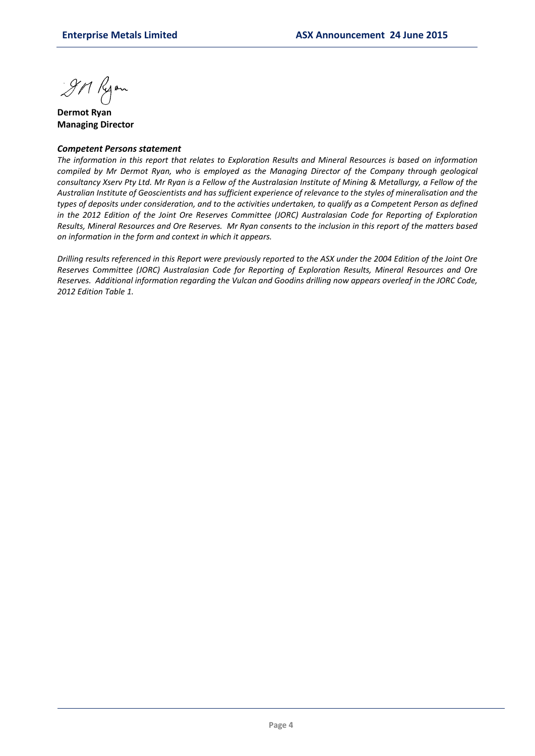**Dermot Ryan**
**Managing Director**

***Competent Persons statement***

*The information in this report that relates to Exploration Results and Mineral Resources is based on information compiled by Mr Dermot Ryan, who is employed as the Managing Director of the Company through geological consultancy Xserv Pty Ltd. Mr Ryan is a Fellow of the Australasian Institute of Mining & Metallurgy, a Fellow of the Australian Institute of Geoscientists and has sufficient experience of relevance to the styles of mineralisation and the types of deposits under consideration, and to the activities undertaken, to qualify as a Competent Person as defined in the 2012 Edition of the Joint Ore Reserves Committee (JORC) Australasian Code for Reporting of Exploration Results, Mineral Resources and Ore Reserves. Mr Ryan consents to the inclusion in this report of the matters based on information in the form and context in which it appears.*

*Drilling results referenced in this Report were previously reported to the ASX under the 2004 Edition of the Joint Ore Reserves Committee (JORC) Australasian Code for Reporting of Exploration Results, Mineral Resources and Ore Reserves. Additional information regarding the Vulcan and Goodins drilling now appears overleaf in the JORC Code, 2012 Edition Table 1.*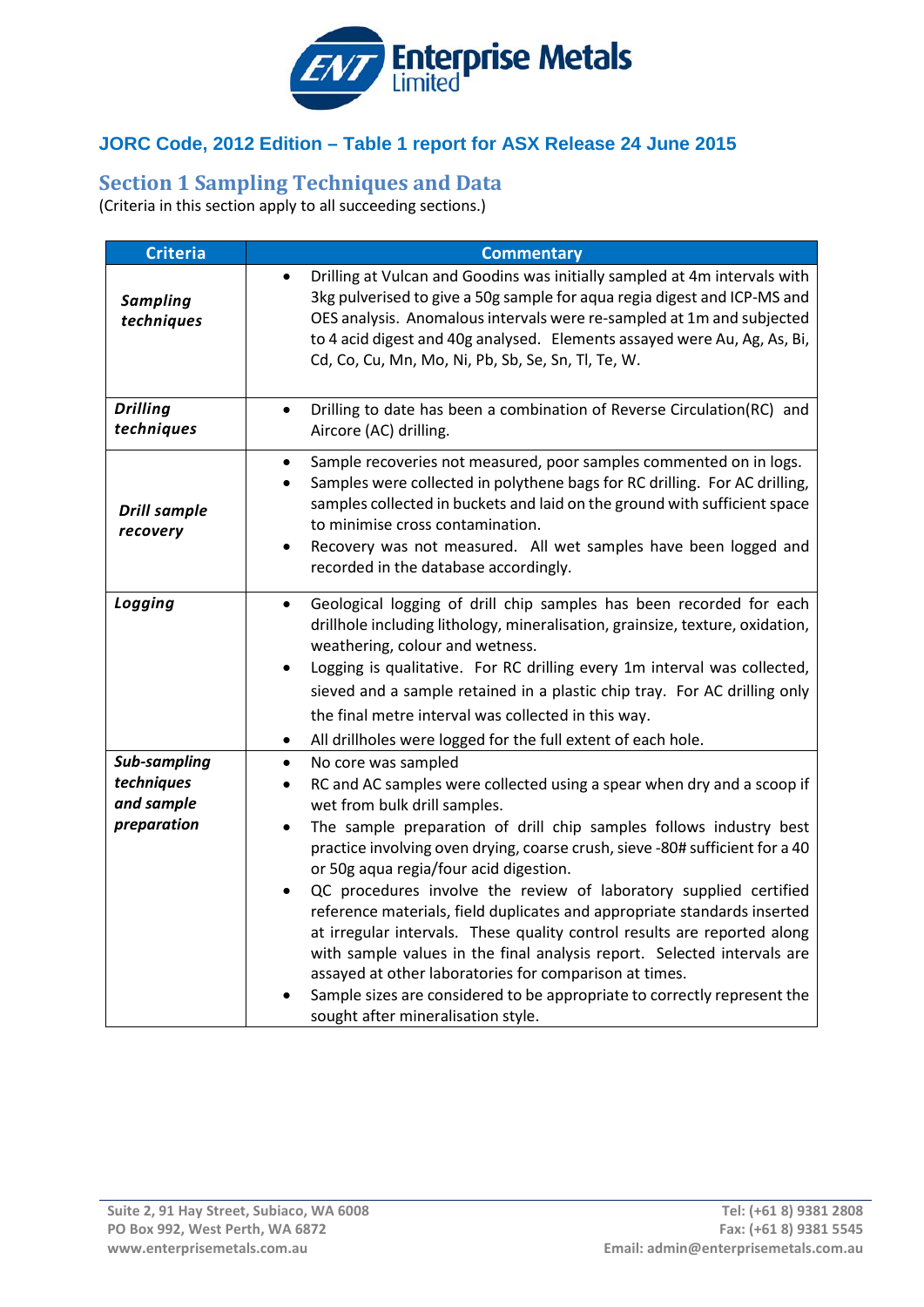## JORC Code, 2012 Edition – Table 1 report for ASX Release 24 June 2015

## Section 1 Sampling Techniques and Data

(Criteria in this section apply to all succeeding sections.)

| Criteria | Commentary |
|---|---|
| ***Sampling techniques*** | • Drilling at Vulcan and Goodins was initially sampled at 4m intervals with 3kg pulverised to give a 50g sample for aqua regia digest and ICP-MS and OES analysis. Anomalous intervals were re-sampled at 1m and subjected to 4 acid digest and 40g analysed. Elements assayed were Au, Ag, As, Bi, Cd, Co, Cu, Mn, Mo, Ni, Pb, Sb, Se, Sn, Tl, Te, W. |
| ***Drilling techniques*** | • Drilling to date has been a combination of Reverse Circulation(RC) and Aircore (AC) drilling. |
| ***Drill sample recovery*** | • Sample recoveries not measured, poor samples commented on in logs.<br>• Samples were collected in polythene bags for RC drilling. For AC drilling, samples collected in buckets and laid on the ground with sufficient space to minimise cross contamination.<br>• Recovery was not measured. All wet samples have been logged and recorded in the database accordingly. |
| ***Logging*** | • Geological logging of drill chip samples has been recorded for each drillhole including lithology, mineralisation, grainsize, texture, oxidation, weathering, colour and wetness.<br>• Logging is qualitative. For RC drilling every 1m interval was collected, sieved and a sample retained in a plastic chip tray. For AC drilling only the final metre interval was collected in this way.<br>• All drillholes were logged for the full extent of each hole. |
| ***Sub-sampling techniques and sample preparation*** | • No core was sampled<br>• RC and AC samples were collected using a spear when dry and a scoop if wet from bulk drill samples.<br>• The sample preparation of drill chip samples follows industry best practice involving oven drying, coarse crush, sieve -80# sufficient for a 40 or 50g aqua regia/four acid digestion.<br>• QC procedures involve the review of laboratory supplied certified reference materials, field duplicates and appropriate standards inserted at irregular intervals. These quality control results are reported along with sample values in the final analysis report. Selected intervals are assayed at other laboratories for comparison at times.<br>• Sample sizes are considered to be appropriate to correctly represent the sought after mineralisation style. |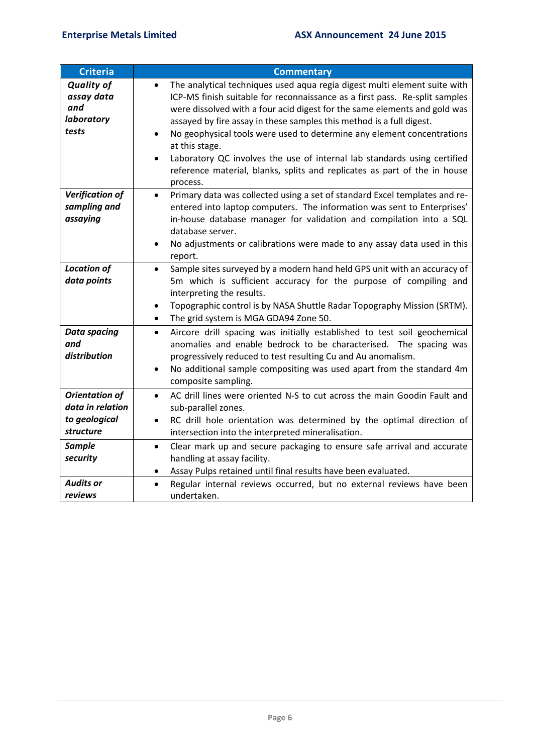| Criteria | Commentary |
|---|---|
| ***Quality of assay data and laboratory tests*** | • The analytical techniques used aqua regia digest multi element suite with ICP-MS finish suitable for reconnaissance as a first pass. Re-split samples were dissolved with a four acid digest for the same elements and gold was assayed by fire assay in these samples this method is a full digest.<br>• No geophysical tools were used to determine any element concentrations at this stage.<br>• Laboratory QC involves the use of internal lab standards using certified reference material, blanks, splits and replicates as part of the in house process. |
| ***Verification of sampling and assaying*** | • Primary data was collected using a set of standard Excel templates and re-entered into laptop computers. The information was sent to Enterprises' in-house database manager for validation and compilation into a SQL database server.<br>• No adjustments or calibrations were made to any assay data used in this report. |
| ***Location of data points*** | • Sample sites surveyed by a modern hand held GPS unit with an accuracy of 5m which is sufficient accuracy for the purpose of compiling and interpreting the results.<br>• Topographic control is by NASA Shuttle Radar Topography Mission (SRTM).<br>• The grid system is MGA GDA94 Zone 50. |
| ***Data spacing and distribution*** | • Aircore drill spacing was initially established to test soil geochemical anomalies and enable bedrock to be characterised. The spacing was progressively reduced to test resulting Cu and Au anomalism.<br>• No additional sample compositing was used apart from the standard 4m composite sampling. |
| ***Orientation of data in relation to geological structure*** | • AC drill lines were oriented N-S to cut across the main Goodin Fault and sub-parallel zones.<br>• RC drill hole orientation was determined by the optimal direction of intersection into the interpreted mineralisation. |
| ***Sample security*** | • Clear mark up and secure packaging to ensure safe arrival and accurate handling at assay facility.<br>• Assay Pulps retained until final results have been evaluated. |
| ***Audits or reviews*** | • Regular internal reviews occurred, but no external reviews have been undertaken. |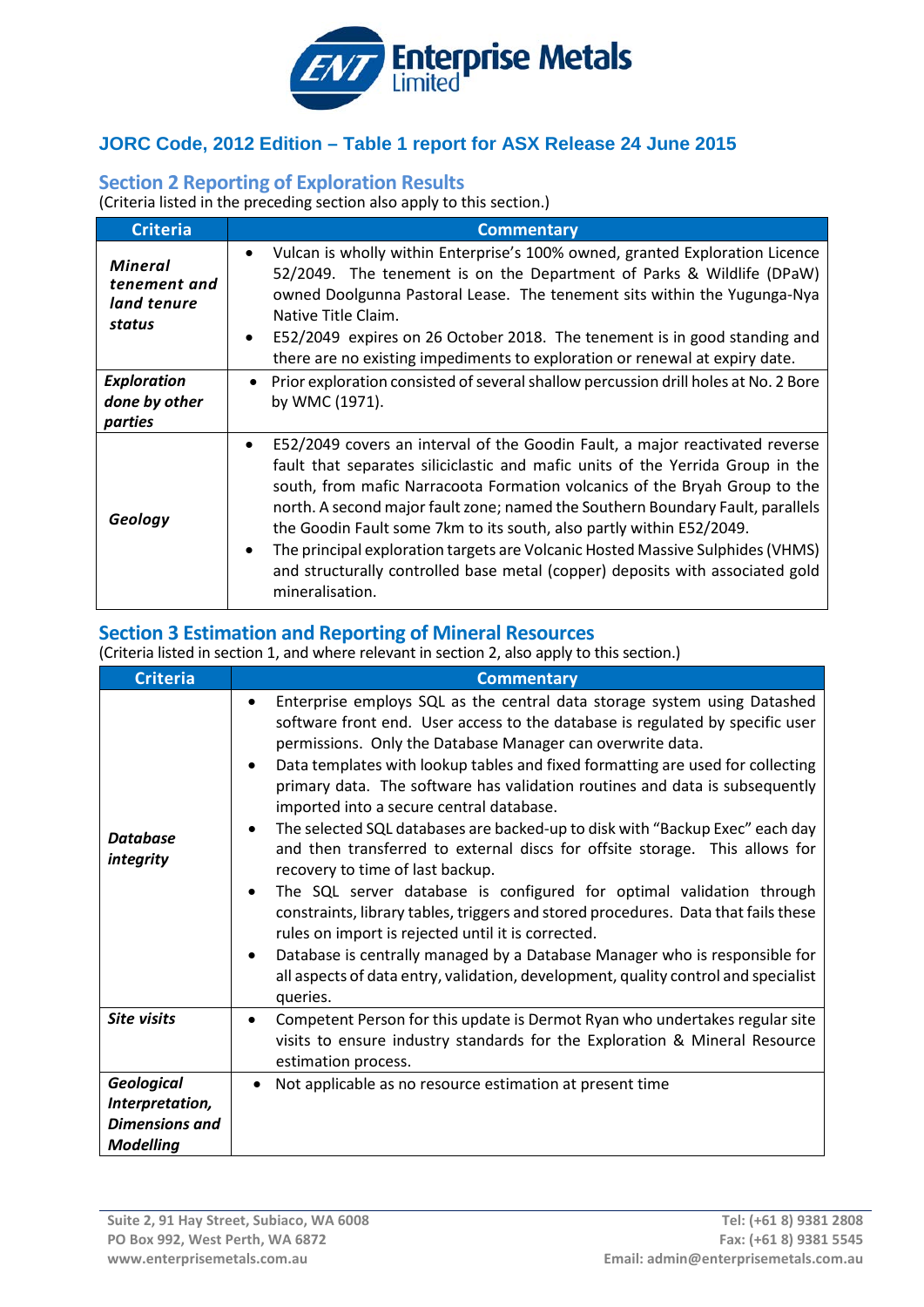Enterprise Metals Limited

## JORC Code, 2012 Edition – Table 1 report for ASX Release 24 June 2015

### Section 2 Reporting of Exploration Results

(Criteria listed in the preceding section also apply to this section.)

| Criteria | Commentary |
|---|---|
| ***Mineral tenement and land tenure status*** | • Vulcan is wholly within Enterprise's 100% owned, granted Exploration Licence 52/2049. The tenement is on the Department of Parks & Wildlife (DPaW) owned Doolgunna Pastoral Lease. The tenement sits within the Yugunga-Nya Native Title Claim.<br>• E52/2049 expires on 26 October 2018. The tenement is in good standing and there are no existing impediments to exploration or renewal at expiry date. |
| ***Exploration done by other parties*** | • Prior exploration consisted of several shallow percussion drill holes at No. 2 Bore by WMC (1971). |
| ***Geology*** | • E52/2049 covers an interval of the Goodin Fault, a major reactivated reverse fault that separates siliciclastic and mafic units of the Yerrida Group in the south, from mafic Narracoota Formation volcanics of the Bryah Group to the north. A second major fault zone; named the Southern Boundary Fault, parallels the Goodin Fault some 7km to its south, also partly within E52/2049.<br>• The principal exploration targets are Volcanic Hosted Massive Sulphides (VHMS) and structurally controlled base metal (copper) deposits with associated gold mineralisation. |

### Section 3 Estimation and Reporting of Mineral Resources

(Criteria listed in section 1, and where relevant in section 2, also apply to this section.)

| Criteria | Commentary |
|---|---|
| ***Database integrity*** | • Enterprise employs SQL as the central data storage system using Datashed software front end. User access to the database is regulated by specific user permissions. Only the Database Manager can overwrite data.<br>• Data templates with lookup tables and fixed formatting are used for collecting primary data. The software has validation routines and data is subsequently imported into a secure central database.<br>• The selected SQL databases are backed-up to disk with "Backup Exec" each day and then transferred to external discs for offsite storage. This allows for recovery to time of last backup.<br>• The SQL server database is configured for optimal validation through constraints, library tables, triggers and stored procedures. Data that fails these rules on import is rejected until it is corrected.<br>• Database is centrally managed by a Database Manager who is responsible for all aspects of data entry, validation, development, quality control and specialist queries. |
| ***Site visits*** | • Competent Person for this update is Dermot Ryan who undertakes regular site visits to ensure industry standards for the Exploration & Mineral Resource estimation process. |
| ***Geological Interpretation, Dimensions and Modelling*** | • Not applicable as no resource estimation at present time |

Suite 2, 91 Hay Street, Subiaco, WA 6008
PO Box 992, West Perth, WA 6872
www.enterprisemetals.com.au

Tel: (+61 8) 9381 2808
Fax: (+61 8) 9381 5545
Email: admin@enterprisemetals.com.au